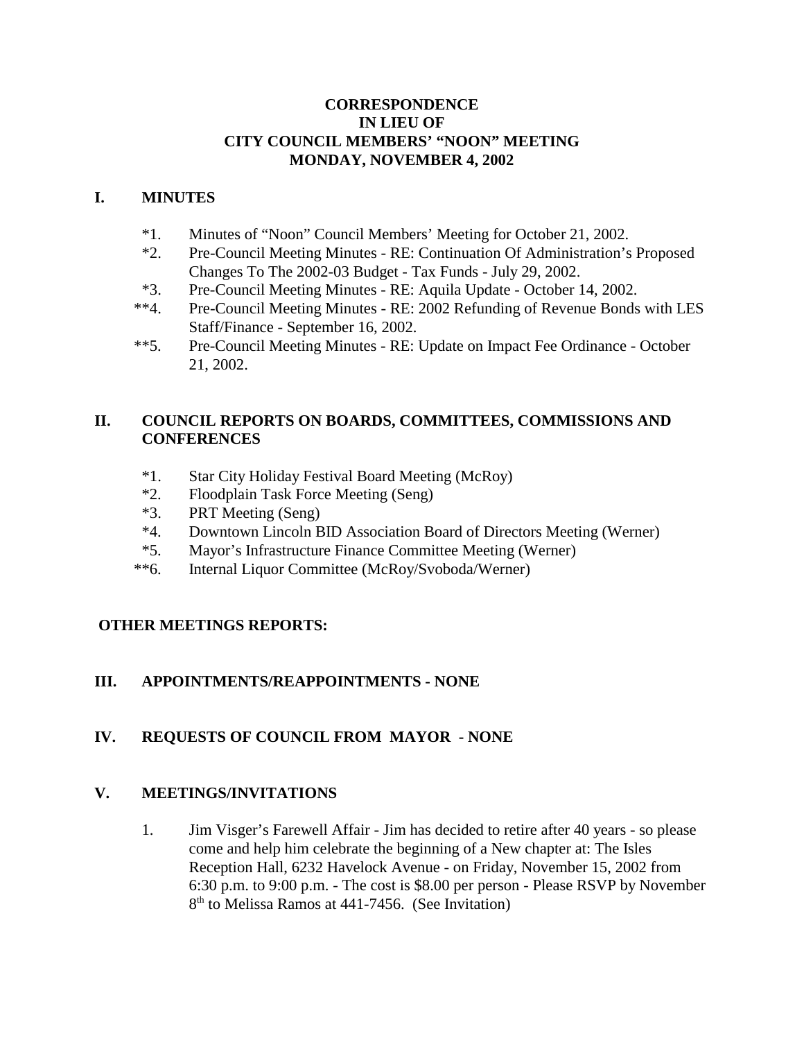**CORRESPONDENCE**
**IN LIEU OF**
**CITY COUNCIL MEMBERS' "NOON" MEETING**
**MONDAY, NOVEMBER 4, 2002**

## I. MINUTES

*1. Minutes of "Noon" Council Members' Meeting for October 21, 2002.

*2. Pre-Council Meeting Minutes - RE: Continuation Of Administration's Proposed Changes To The 2002-03 Budget - Tax Funds - July 29, 2002.

*3. Pre-Council Meeting Minutes - RE: Aquila Update - October 14, 2002.

**4. Pre-Council Meeting Minutes - RE: 2002 Refunding of Revenue Bonds with LES Staff/Finance - September 16, 2002.

**5. Pre-Council Meeting Minutes - RE: Update on Impact Fee Ordinance - October 21, 2002.

## II. COUNCIL REPORTS ON BOARDS, COMMITTEES, COMMISSIONS AND CONFERENCES

*1. Star City Holiday Festival Board Meeting (McRoy)

*2. Floodplain Task Force Meeting (Seng)

*3. PRT Meeting (Seng)

*4. Downtown Lincoln BID Association Board of Directors Meeting (Werner)

*5. Mayor's Infrastructure Finance Committee Meeting (Werner)

**6. Internal Liquor Committee (McRoy/Svoboda/Werner)

**OTHER MEETINGS REPORTS:**

## III. APPOINTMENTS/REAPPOINTMENTS - NONE

## IV. REQUESTS OF COUNCIL FROM MAYOR - NONE

## V. MEETINGS/INVITATIONS

1. Jim Visger's Farewell Affair - Jim has decided to retire after 40 years - so please come and help him celebrate the beginning of a New chapter at: The Isles Reception Hall, 6232 Havelock Avenue - on Friday, November 15, 2002 from 6:30 p.m. to 9:00 p.m. - The cost is $8.00 per person - Please RSVP by November 8th to Melissa Ramos at 441-7456. (See Invitation)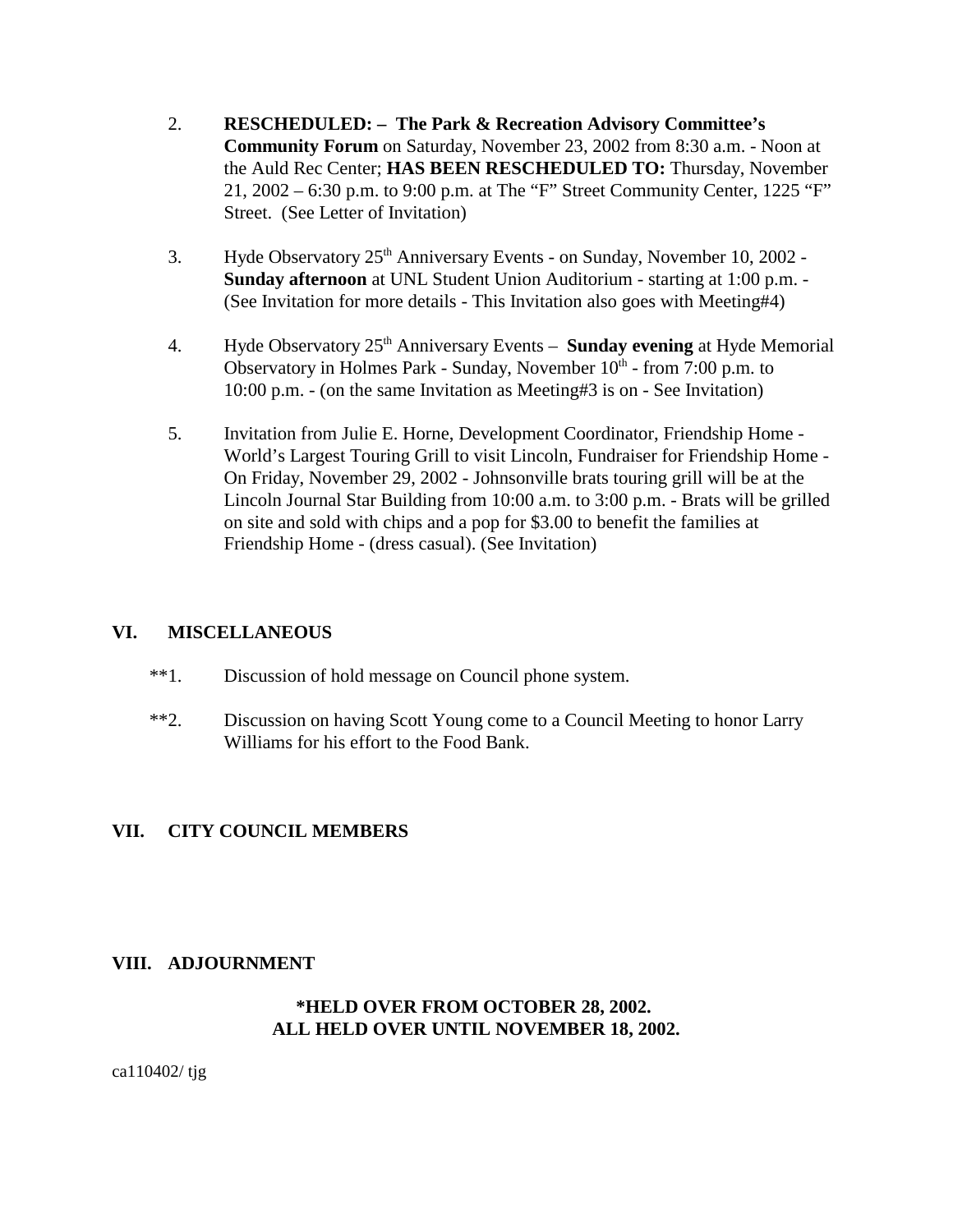2. **RESCHEDULED: – The Park & Recreation Advisory Committee's Community Forum** on Saturday, November 23, 2002 from 8:30 a.m. - Noon at the Auld Rec Center; **HAS BEEN RESCHEDULED TO:** Thursday, November 21, 2002 – 6:30 p.m. to 9:00 p.m. at The "F" Street Community Center, 1225 "F" Street. (See Letter of Invitation)

3. Hyde Observatory 25th Anniversary Events - on Sunday, November 10, 2002 - **Sunday afternoon** at UNL Student Union Auditorium - starting at 1:00 p.m. - (See Invitation for more details - This Invitation also goes with Meeting#4)

4. Hyde Observatory 25th Anniversary Events – **Sunday evening** at Hyde Memorial Observatory in Holmes Park - Sunday, November 10th - from 7:00 p.m. to 10:00 p.m. - (on the same Invitation as Meeting#3 is on - See Invitation)

5. Invitation from Julie E. Horne, Development Coordinator, Friendship Home - World's Largest Touring Grill to visit Lincoln, Fundraiser for Friendship Home - On Friday, November 29, 2002 - Johnsonville brats touring grill will be at the Lincoln Journal Star Building from 10:00 a.m. to 3:00 p.m. - Brats will be grilled on site and sold with chips and a pop for $3.00 to benefit the families at Friendship Home - (dress casual). (See Invitation)

## VI. MISCELLANEOUS

**1. Discussion of hold message on Council phone system.

**2. Discussion on having Scott Young come to a Council Meeting to honor Larry Williams for his effort to the Food Bank.

## VII. CITY COUNCIL MEMBERS

## VIII. ADJOURNMENT

**\*HELD OVER FROM OCTOBER 28, 2002.**
**ALL HELD OVER UNTIL NOVEMBER 18, 2002.**

ca110402/ tjg